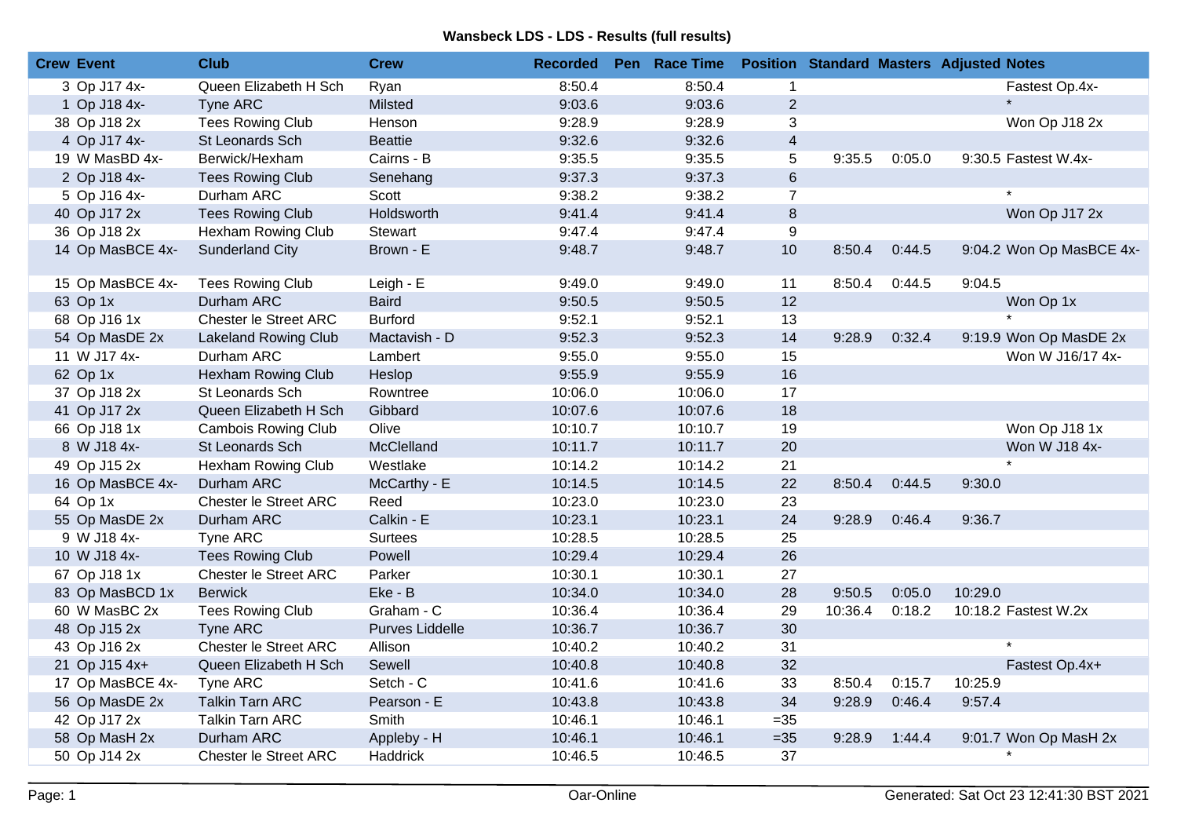# Wansbeck LDS - LDS - Results (full results)

| Crew | Event | Club | Crew | Recorded | Pen | Race Time | Position | Standard | Masters | Adjusted | Notes |
|---|---|---|---|---|---|---|---|---|---|---|---|
| 3 | Op J17 4x- | Queen Elizabeth H Sch | Ryan | 8:50.4 | | 8:50.4 | 1 | | | | Fastest Op.4x- |
| 1 | Op J18 4x- | Tyne ARC | Milsted | 9:03.6 | | 9:03.6 | 2 | | | | * |
| 38 | Op J18 2x | Tees Rowing Club | Henson | 9:28.9 | | 9:28.9 | 3 | | | | Won Op J18 2x |
| 4 | Op J17 4x- | St Leonards Sch | Beattie | 9:32.6 | | 9:32.6 | 4 | | | | |
| 19 | W MasBD 4x- | Berwick/Hexham | Cairns - B | 9:35.5 | | 9:35.5 | 5 | 9:35.5 | 0:05.0 | 9:30.5 | Fastest W.4x- |
| 2 | Op J18 4x- | Tees Rowing Club | Senehang | 9:37.3 | | 9:37.3 | 6 | | | | |
| 5 | Op J16 4x- | Durham ARC | Scott | 9:38.2 | | 9:38.2 | 7 | | | | * |
| 40 | Op J17 2x | Tees Rowing Club | Holdsworth | 9:41.4 | | 9:41.4 | 8 | | | | Won Op J17 2x |
| 36 | Op J18 2x | Hexham Rowing Club | Stewart | 9:47.4 | | 9:47.4 | 9 | | | | |
| 14 | Op MasBCE 4x- | Sunderland City | Brown - E | 9:48.7 | | 9:48.7 | 10 | 8:50.4 | 0:44.5 | 9:04.2 | Won Op MasBCE 4x- |
| 15 | Op MasBCE 4x- | Tees Rowing Club | Leigh - E | 9:49.0 | | 9:49.0 | 11 | 8:50.4 | 0:44.5 | 9:04.5 | |
| 63 | Op 1x | Durham ARC | Baird | 9:50.5 | | 9:50.5 | 12 | | | | Won Op 1x |
| 68 | Op J16 1x | Chester le Street ARC | Burford | 9:52.1 | | 9:52.1 | 13 | | | | * |
| 54 | Op MasDE 2x | Lakeland Rowing Club | Mactavish - D | 9:52.3 | | 9:52.3 | 14 | 9:28.9 | 0:32.4 | 9:19.9 | Won Op MasDE 2x |
| 11 | W J17 4x- | Durham ARC | Lambert | 9:55.0 | | 9:55.0 | 15 | | | | Won W J16/17 4x- |
| 62 | Op 1x | Hexham Rowing Club | Heslop | 9:55.9 | | 9:55.9 | 16 | | | | |
| 37 | Op J18 2x | St Leonards Sch | Rowntree | 10:06.0 | | 10:06.0 | 17 | | | | |
| 41 | Op J17 2x | Queen Elizabeth H Sch | Gibbard | 10:07.6 | | 10:07.6 | 18 | | | | |
| 66 | Op J18 1x | Cambois Rowing Club | Olive | 10:10.7 | | 10:10.7 | 19 | | | | Won Op J18 1x |
| 8 | W J18 4x- | St Leonards Sch | McClelland | 10:11.7 | | 10:11.7 | 20 | | | | Won W J18 4x- |
| 49 | Op J15 2x | Hexham Rowing Club | Westlake | 10:14.2 | | 10:14.2 | 21 | | | | * |
| 16 | Op MasBCE 4x- | Durham ARC | McCarthy - E | 10:14.5 | | 10:14.5 | 22 | 8:50.4 | 0:44.5 | 9:30.0 | |
| 64 | Op 1x | Chester le Street ARC | Reed | 10:23.0 | | 10:23.0 | 23 | | | | |
| 55 | Op MasDE 2x | Durham ARC | Calkin - E | 10:23.1 | | 10:23.1 | 24 | 9:28.9 | 0:46.4 | 9:36.7 | |
| 9 | W J18 4x- | Tyne ARC | Surtees | 10:28.5 | | 10:28.5 | 25 | | | | |
| 10 | W J18 4x- | Tees Rowing Club | Powell | 10:29.4 | | 10:29.4 | 26 | | | | |
| 67 | Op J18 1x | Chester le Street ARC | Parker | 10:30.1 | | 10:30.1 | 27 | | | | |
| 83 | Op MasBCD 1x | Berwick | Eke - B | 10:34.0 | | 10:34.0 | 28 | 9:50.5 | 0:05.0 | 10:29.0 | |
| 60 | W MasBC 2x | Tees Rowing Club | Graham - C | 10:36.4 | | 10:36.4 | 29 | 10:36.4 | 0:18.2 | 10:18.2 | Fastest W.2x |
| 48 | Op J15 2x | Tyne ARC | Purves Liddelle | 10:36.7 | | 10:36.7 | 30 | | | | |
| 43 | Op J16 2x | Chester le Street ARC | Allison | 10:40.2 | | 10:40.2 | 31 | | | | * |
| 21 | Op J15 4x+ | Queen Elizabeth H Sch | Sewell | 10:40.8 | | 10:40.8 | 32 | | | | Fastest Op.4x+ |
| 17 | Op MasBCE 4x- | Tyne ARC | Setch - C | 10:41.6 | | 10:41.6 | 33 | 8:50.4 | 0:15.7 | 10:25.9 | |
| 56 | Op MasDE 2x | Talkin Tarn ARC | Pearson - E | 10:43.8 | | 10:43.8 | 34 | 9:28.9 | 0:46.4 | 9:57.4 | |
| 42 | Op J17 2x | Talkin Tarn ARC | Smith | 10:46.1 | | 10:46.1 | =35 | | | | |
| 58 | Op MasH 2x | Durham ARC | Appleby - H | 10:46.1 | | 10:46.1 | =35 | 9:28.9 | 1:44.4 | 9:01.7 | Won Op MasH 2x |
| 50 | Op J14 2x | Chester le Street ARC | Haddrick | 10:46.5 | | 10:46.5 | 37 | | | | * |

Oar-Online

Generated: Sat Oct 23 12:41:30 BST 2021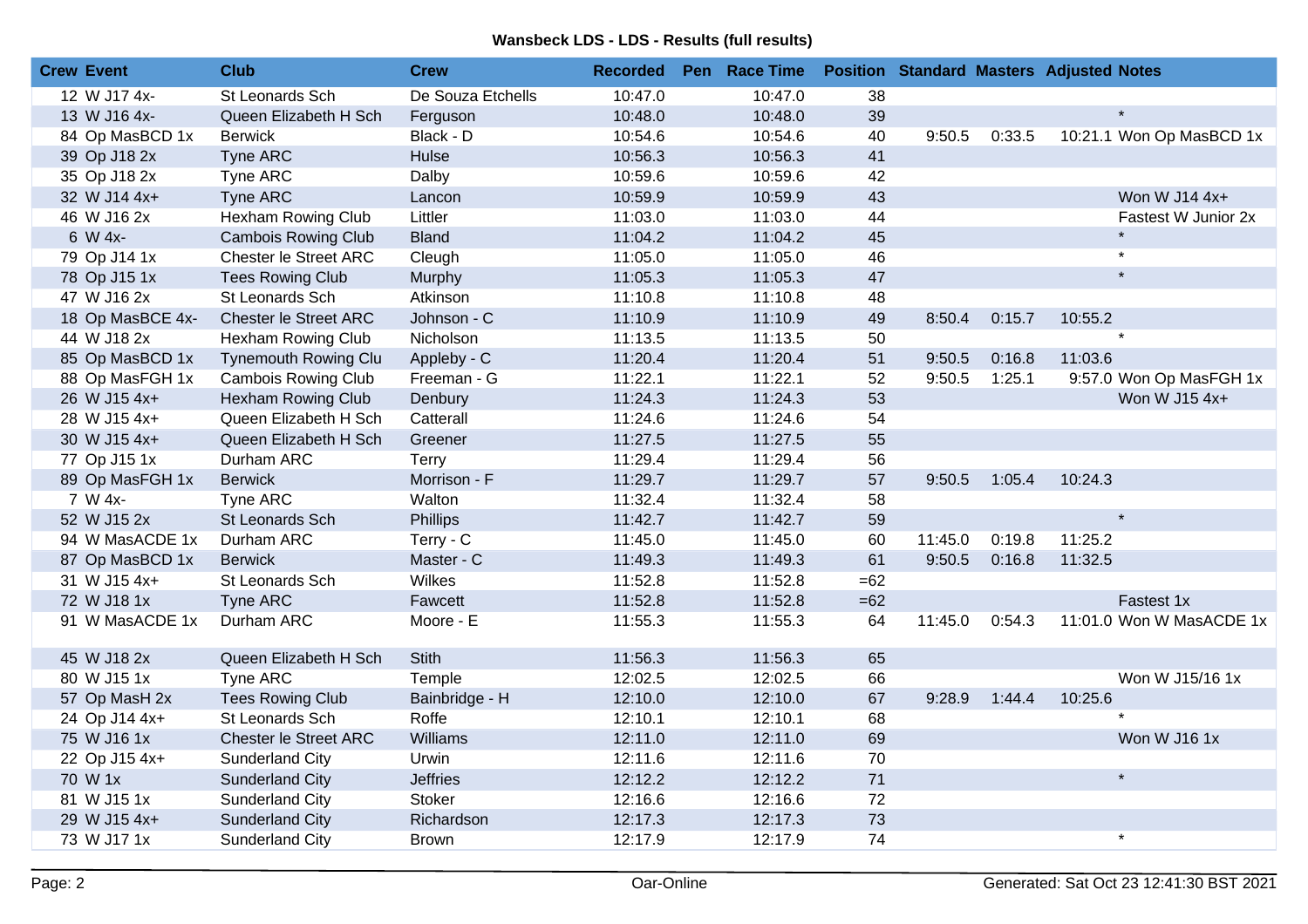**Wansbeck LDS - LDS - Results (full results)**

| Crew | Event | Club | Crew | Recorded | Pen | Race Time | Position | Standard | Masters | Adjusted | Notes |
|---|---|---|---|---|---|---|---|---|---|---|---|
| 12 | W J17 4x- | St Leonards Sch | De Souza Etchells | 10:47.0 | | 10:47.0 | 38 | | | | |
| 13 | W J16 4x- | Queen Elizabeth H Sch | Ferguson | 10:48.0 | | 10:48.0 | 39 | | | | * |
| 84 | Op MasBCD 1x | Berwick | Black - D | 10:54.6 | | 10:54.6 | 40 | 9:50.5 | 0:33.5 | 10:21.1 | Won Op MasBCD 1x |
| 39 | Op J18 2x | Tyne ARC | Hulse | 10:56.3 | | 10:56.3 | 41 | | | | |
| 35 | Op J18 2x | Tyne ARC | Dalby | 10:59.6 | | 10:59.6 | 42 | | | | |
| 32 | W J14 4x+ | Tyne ARC | Lancon | 10:59.9 | | 10:59.9 | 43 | | | | Won W J14 4x+ |
| 46 | W J16 2x | Hexham Rowing Club | Littler | 11:03.0 | | 11:03.0 | 44 | | | | Fastest W Junior 2x |
| 6 | W 4x- | Cambois Rowing Club | Bland | 11:04.2 | | 11:04.2 | 45 | | | | * |
| 79 | Op J14 1x | Chester le Street ARC | Cleugh | 11:05.0 | | 11:05.0 | 46 | | | | * |
| 78 | Op J15 1x | Tees Rowing Club | Murphy | 11:05.3 | | 11:05.3 | 47 | | | | * |
| 47 | W J16 2x | St Leonards Sch | Atkinson | 11:10.8 | | 11:10.8 | 48 | | | | |
| 18 | Op MasBCE 4x- | Chester le Street ARC | Johnson - C | 11:10.9 | | 11:10.9 | 49 | 8:50.4 | 0:15.7 | 10:55.2 | |
| 44 | W J18 2x | Hexham Rowing Club | Nicholson | 11:13.5 | | 11:13.5 | 50 | | | | * |
| 85 | Op MasBCD 1x | Tynemouth Rowing Clu | Appleby - C | 11:20.4 | | 11:20.4 | 51 | 9:50.5 | 0:16.8 | 11:03.6 | |
| 88 | Op MasFGH 1x | Cambois Rowing Club | Freeman - G | 11:22.1 | | 11:22.1 | 52 | 9:50.5 | 1:25.1 | 9:57.0 | Won Op MasFGH 1x |
| 26 | W J15 4x+ | Hexham Rowing Club | Denbury | 11:24.3 | | 11:24.3 | 53 | | | | Won W J15 4x+ |
| 28 | W J15 4x+ | Queen Elizabeth H Sch | Catterall | 11:24.6 | | 11:24.6 | 54 | | | | |
| 30 | W J15 4x+ | Queen Elizabeth H Sch | Greener | 11:27.5 | | 11:27.5 | 55 | | | | |
| 77 | Op J15 1x | Durham ARC | Terry | 11:29.4 | | 11:29.4 | 56 | | | | |
| 89 | Op MasFGH 1x | Berwick | Morrison - F | 11:29.7 | | 11:29.7 | 57 | 9:50.5 | 1:05.4 | 10:24.3 | |
| 7 | W 4x- | Tyne ARC | Walton | 11:32.4 | | 11:32.4 | 58 | | | | |
| 52 | W J15 2x | St Leonards Sch | Phillips | 11:42.7 | | 11:42.7 | 59 | | | | * |
| 94 | W MasACDE 1x | Durham ARC | Terry - C | 11:45.0 | | 11:45.0 | 60 | 11:45.0 | 0:19.8 | 11:25.2 | |
| 87 | Op MasBCD 1x | Berwick | Master - C | 11:49.3 | | 11:49.3 | 61 | 9:50.5 | 0:16.8 | 11:32.5 | |
| 31 | W J15 4x+ | St Leonards Sch | Wilkes | 11:52.8 | | 11:52.8 | =62 | | | | |
| 72 | W J18 1x | Tyne ARC | Fawcett | 11:52.8 | | 11:52.8 | =62 | | | | Fastest 1x |
| 91 | W MasACDE 1x | Durham ARC | Moore - E | 11:55.3 | | 11:55.3 | 64 | 11:45.0 | 0:54.3 | 11:01.0 | Won W MasACDE 1x |
| 45 | W J18 2x | Queen Elizabeth H Sch | Stith | 11:56.3 | | 11:56.3 | 65 | | | | |
| 80 | W J15 1x | Tyne ARC | Temple | 12:02.5 | | 12:02.5 | 66 | | | | Won W J15/16 1x |
| 57 | Op MasH 2x | Tees Rowing Club | Bainbridge - H | 12:10.0 | | 12:10.0 | 67 | 9:28.9 | 1:44.4 | 10:25.6 | |
| 24 | Op J14 4x+ | St Leonards Sch | Roffe | 12:10.1 | | 12:10.1 | 68 | | | | * |
| 75 | W J16 1x | Chester le Street ARC | Williams | 12:11.0 | | 12:11.0 | 69 | | | | Won W J16 1x |
| 22 | Op J15 4x+ | Sunderland City | Urwin | 12:11.6 | | 12:11.6 | 70 | | | | |
| 70 | W 1x | Sunderland City | Jeffries | 12:12.2 | | 12:12.2 | 71 | | | | * |
| 81 | W J15 1x | Sunderland City | Stoker | 12:16.6 | | 12:16.6 | 72 | | | | |
| 29 | W J15 4x+ | Sunderland City | Richardson | 12:17.3 | | 12:17.3 | 73 | | | | |
| 73 | W J17 1x | Sunderland City | Brown | 12:17.9 | | 12:17.9 | 74 | | | | * |

Oar-Online

Generated: Sat Oct 23 12:41:30 BST 2021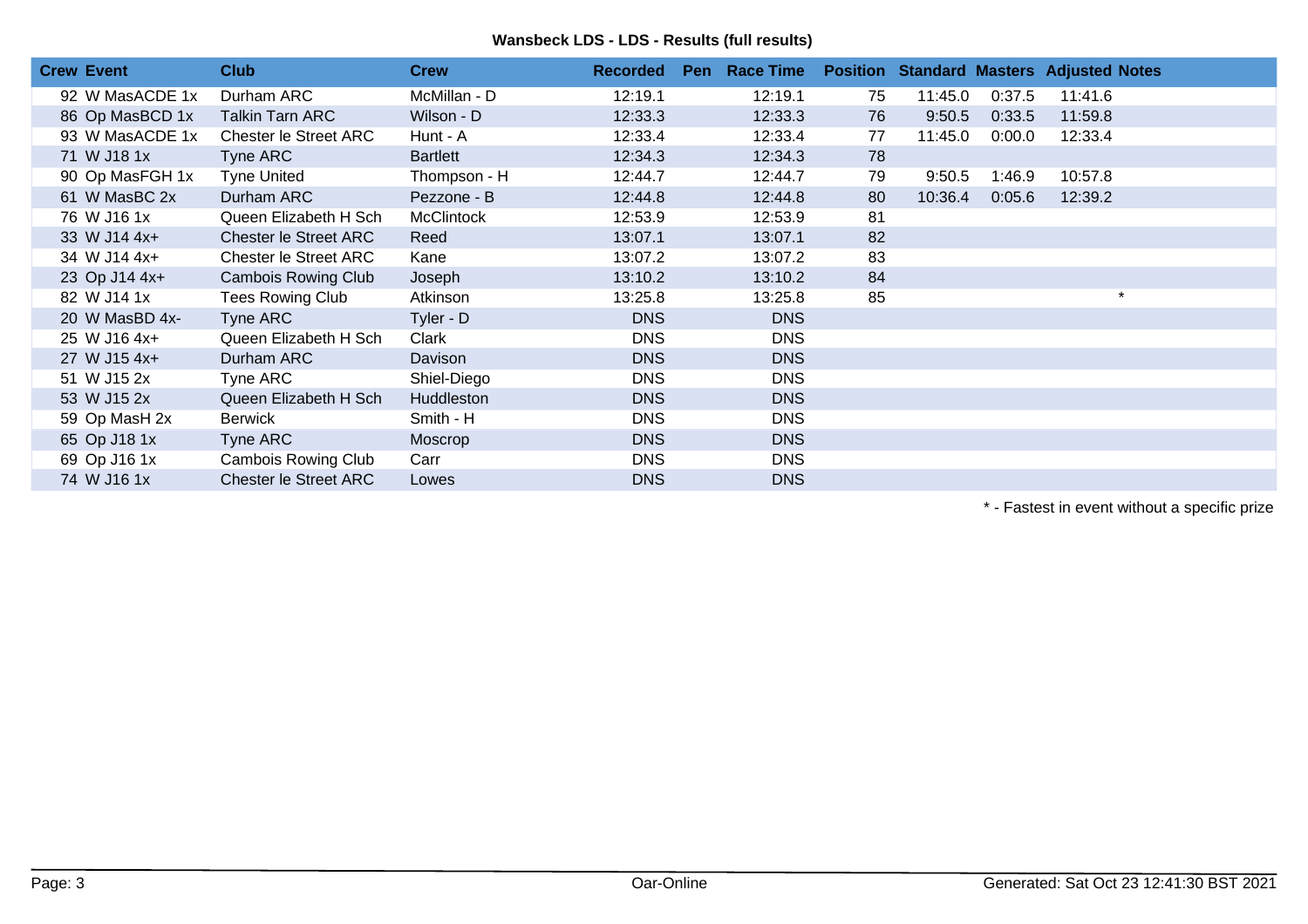**Wansbeck LDS - LDS - Results (full results)**

| Crew | Event | Club | Crew | Recorded | Pen | Race Time | Position | Standard | Masters | Adjusted | Notes |
|---|---|---|---|---|---|---|---|---|---|---|---|
| 92 | W MasACDE 1x | Durham ARC | McMillan - D | 12:19.1 | | 12:19.1 | 75 | 11:45.0 | 0:37.5 | 11:41.6 | |
| 86 | Op MasBCD 1x | Talkin Tarn ARC | Wilson - D | 12:33.3 | | 12:33.3 | 76 | 9:50.5 | 0:33.5 | 11:59.8 | |
| 93 | W MasACDE 1x | Chester le Street ARC | Hunt - A | 12:33.4 | | 12:33.4 | 77 | 11:45.0 | 0:00.0 | 12:33.4 | |
| 71 | W J18 1x | Tyne ARC | Bartlett | 12:34.3 | | 12:34.3 | 78 | | | | |
| 90 | Op MasFGH 1x | Tyne United | Thompson - H | 12:44.7 | | 12:44.7 | 79 | 9:50.5 | 1:46.9 | 10:57.8 | |
| 61 | W MasBC 2x | Durham ARC | Pezzone - B | 12:44.8 | | 12:44.8 | 80 | 10:36.4 | 0:05.6 | 12:39.2 | |
| 76 | W J16 1x | Queen Elizabeth H Sch | McClintock | 12:53.9 | | 12:53.9 | 81 | | | | |
| 33 | W J14 4x+ | Chester le Street ARC | Reed | 13:07.1 | | 13:07.1 | 82 | | | | |
| 34 | W J14 4x+ | Chester le Street ARC | Kane | 13:07.2 | | 13:07.2 | 83 | | | | |
| 23 | Op J14 4x+ | Cambois Rowing Club | Joseph | 13:10.2 | | 13:10.2 | 84 | | | | |
| 82 | W J14 1x | Tees Rowing Club | Atkinson | 13:25.8 | | 13:25.8 | 85 | | | | * |
| 20 | W MasBD 4x- | Tyne ARC | Tyler - D | DNS | | DNS | | | | | |
| 25 | W J16 4x+ | Queen Elizabeth H Sch | Clark | DNS | | DNS | | | | | |
| 27 | W J15 4x+ | Durham ARC | Davison | DNS | | DNS | | | | | |
| 51 | W J15 2x | Tyne ARC | Shiel-Diego | DNS | | DNS | | | | | |
| 53 | W J15 2x | Queen Elizabeth H Sch | Huddleston | DNS | | DNS | | | | | |
| 59 | Op MasH 2x | Berwick | Smith - H | DNS | | DNS | | | | | |
| 65 | Op J18 1x | Tyne ARC | Moscrop | DNS | | DNS | | | | | |
| 69 | Op J16 1x | Cambois Rowing Club | Carr | DNS | | DNS | | | | | |
| 74 | W J16 1x | Chester le Street ARC | Lowes | DNS | | DNS | | | | | |

* - Fastest in event without a specific prize

Oar-Online

Generated: Sat Oct 23 12:41:30 BST 2021